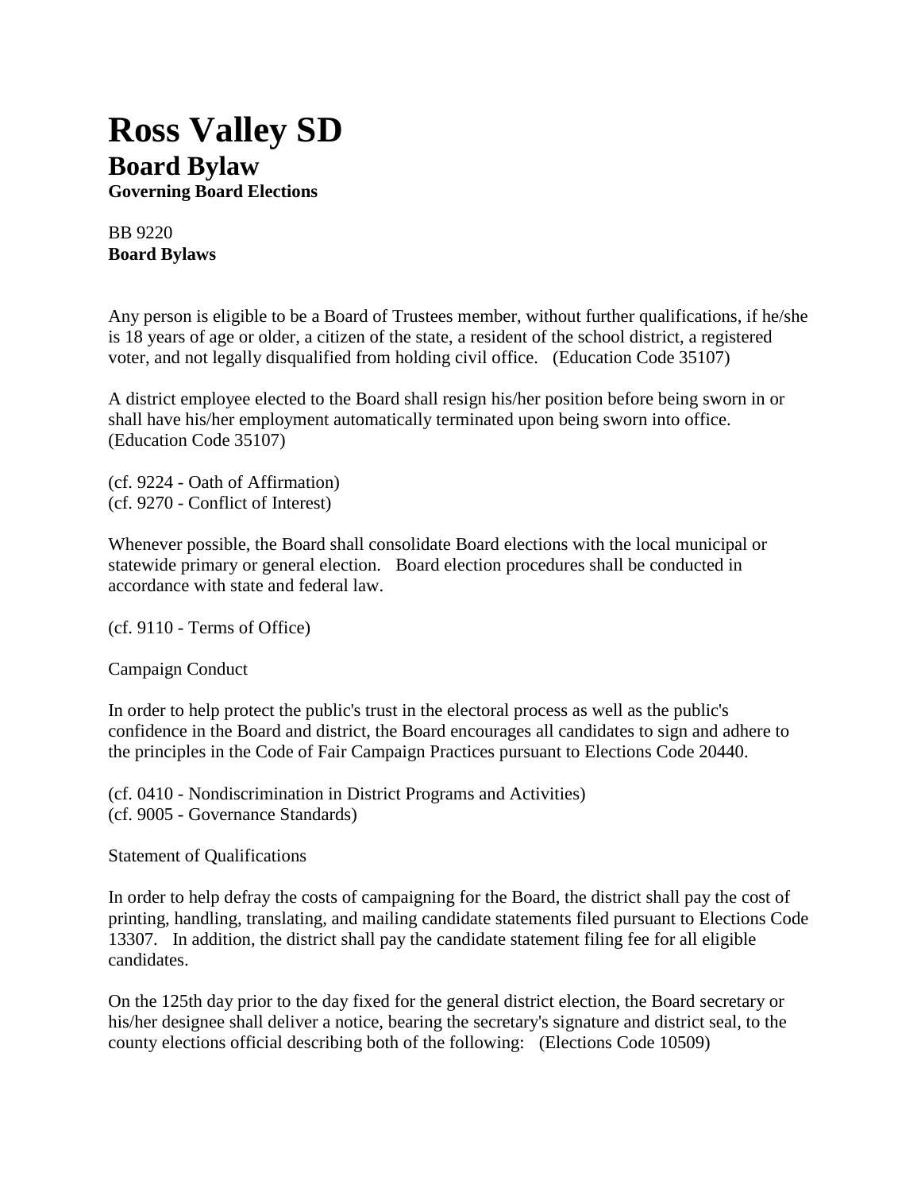# Ross Valley SD

## Board Bylaw

**Governing Board Elections**

BB 9220
**Board Bylaws**

Any person is eligible to be a Board of Trustees member, without further qualifications, if he/she is 18 years of age or older, a citizen of the state, a resident of the school district, a registered voter, and not legally disqualified from holding civil office. (Education Code 35107)

A district employee elected to the Board shall resign his/her position before being sworn in or shall have his/her employment automatically terminated upon being sworn into office. (Education Code 35107)

(cf. 9224 - Oath of Affirmation)
(cf. 9270 - Conflict of Interest)

Whenever possible, the Board shall consolidate Board elections with the local municipal or statewide primary or general election. Board election procedures shall be conducted in accordance with state and federal law.

(cf. 9110 - Terms of Office)

Campaign Conduct

In order to help protect the public's trust in the electoral process as well as the public's confidence in the Board and district, the Board encourages all candidates to sign and adhere to the principles in the Code of Fair Campaign Practices pursuant to Elections Code 20440.

(cf. 0410 - Nondiscrimination in District Programs and Activities)
(cf. 9005 - Governance Standards)

Statement of Qualifications

In order to help defray the costs of campaigning for the Board, the district shall pay the cost of printing, handling, translating, and mailing candidate statements filed pursuant to Elections Code 13307. In addition, the district shall pay the candidate statement filing fee for all eligible candidates.

On the 125th day prior to the day fixed for the general district election, the Board secretary or his/her designee shall deliver a notice, bearing the secretary's signature and district seal, to the county elections official describing both of the following: (Elections Code 10509)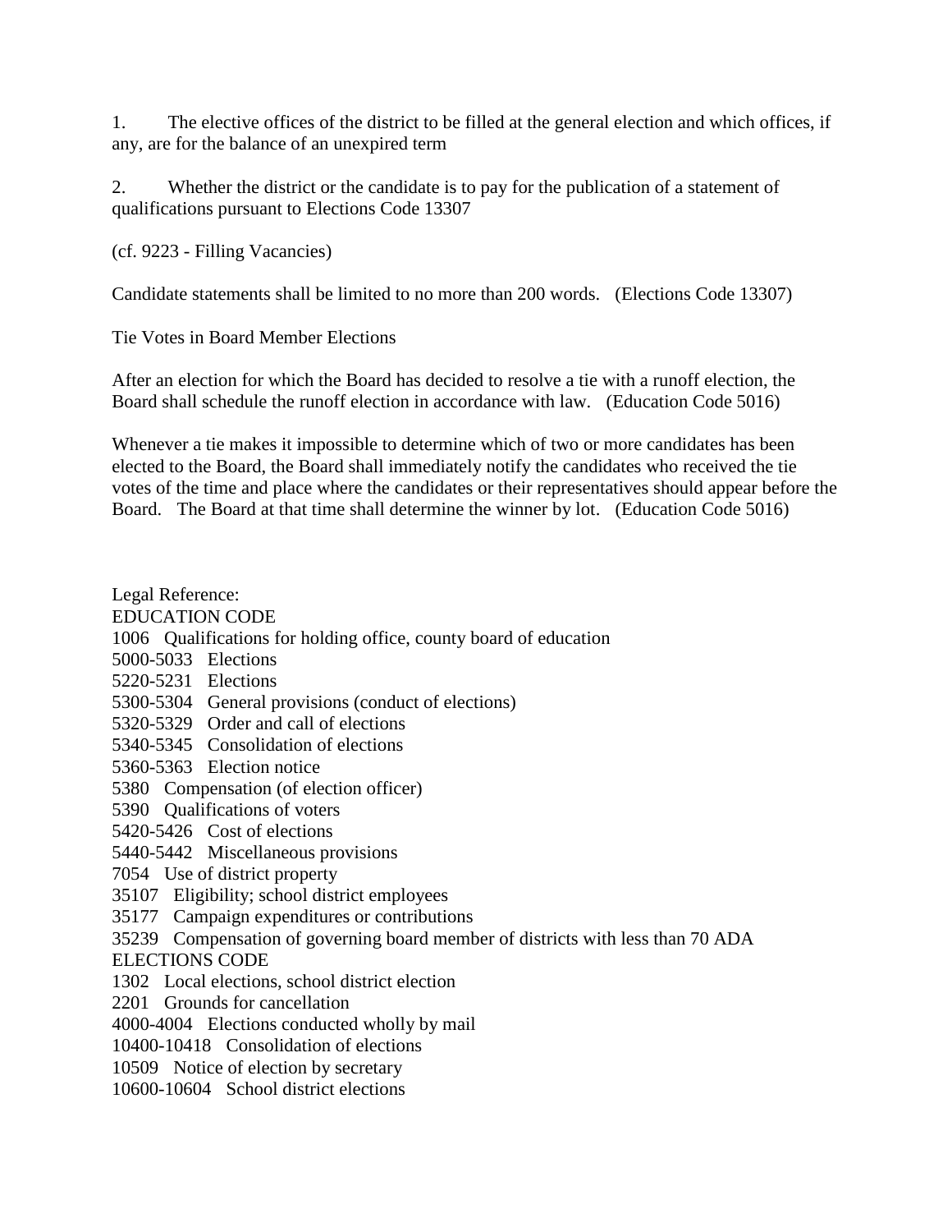1. The elective offices of the district to be filled at the general election and which offices, if any, are for the balance of an unexpired term

2. Whether the district or the candidate is to pay for the publication of a statement of qualifications pursuant to Elections Code 13307

(cf. 9223 - Filling Vacancies)

Candidate statements shall be limited to no more than 200 words. (Elections Code 13307)

Tie Votes in Board Member Elections

After an election for which the Board has decided to resolve a tie with a runoff election, the Board shall schedule the runoff election in accordance with law. (Education Code 5016)

Whenever a tie makes it impossible to determine which of two or more candidates has been elected to the Board, the Board shall immediately notify the candidates who received the tie votes of the time and place where the candidates or their representatives should appear before the Board. The Board at that time shall determine the winner by lot. (Education Code 5016)

Legal Reference:
EDUCATION CODE
1006 Qualifications for holding office, county board of education
5000-5033 Elections
5220-5231 Elections
5300-5304 General provisions (conduct of elections)
5320-5329 Order and call of elections
5340-5345 Consolidation of elections
5360-5363 Election notice
5380 Compensation (of election officer)
5390 Qualifications of voters
5420-5426 Cost of elections
5440-5442 Miscellaneous provisions
7054 Use of district property
35107 Eligibility; school district employees
35177 Campaign expenditures or contributions
35239 Compensation of governing board member of districts with less than 70 ADA
ELECTIONS CODE
1302 Local elections, school district election
2201 Grounds for cancellation
4000-4004 Elections conducted wholly by mail
10400-10418 Consolidation of elections
10509 Notice of election by secretary
10600-10604 School district elections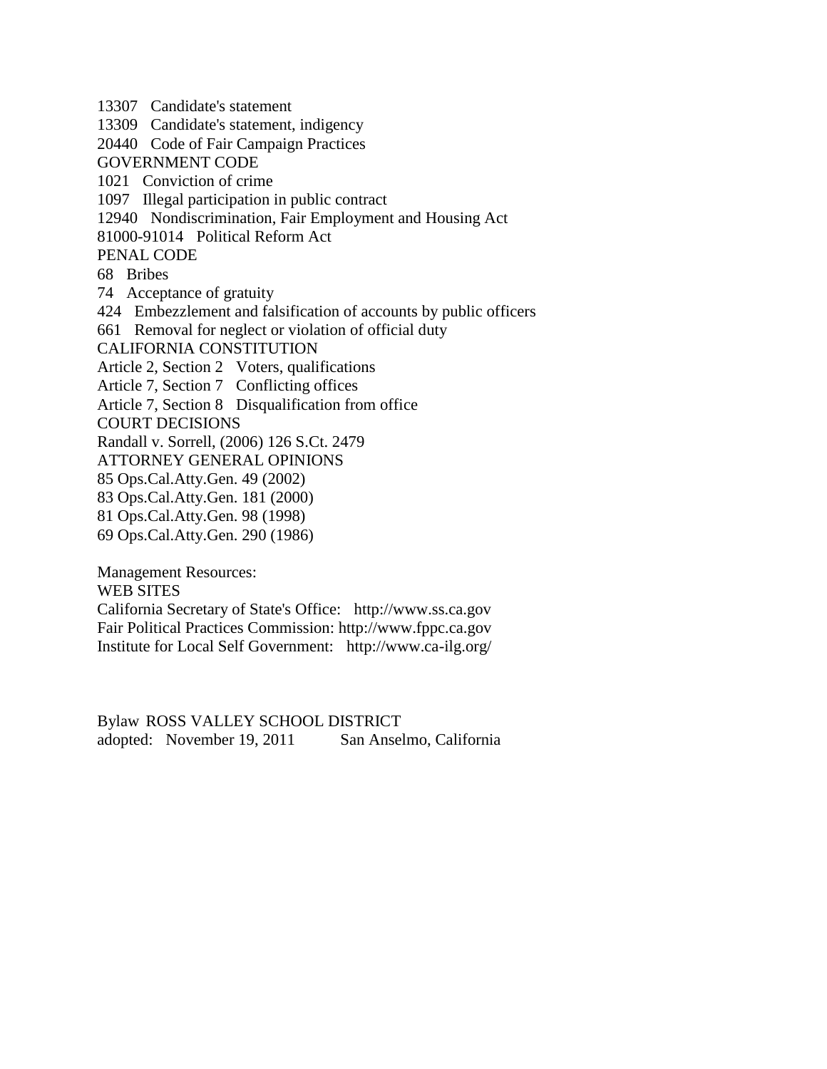13307 Candidate's statement
13309 Candidate's statement, indigency
20440 Code of Fair Campaign Practices
GOVERNMENT CODE
1021 Conviction of crime
1097 Illegal participation in public contract
12940 Nondiscrimination, Fair Employment and Housing Act
81000-91014 Political Reform Act
PENAL CODE
68 Bribes
74 Acceptance of gratuity
424 Embezzlement and falsification of accounts by public officers
661 Removal for neglect or violation of official duty
CALIFORNIA CONSTITUTION
Article 2, Section 2 Voters, qualifications
Article 7, Section 7 Conflicting offices
Article 7, Section 8 Disqualification from office
COURT DECISIONS
Randall v. Sorrell, (2006) 126 S.Ct. 2479
ATTORNEY GENERAL OPINIONS
85 Ops.Cal.Atty.Gen. 49 (2002)
83 Ops.Cal.Atty.Gen. 181 (2000)
81 Ops.Cal.Atty.Gen. 98 (1998)
69 Ops.Cal.Atty.Gen. 290 (1986)

Management Resources:
WEB SITES
California Secretary of State's Office: http://www.ss.ca.gov
Fair Political Practices Commission: http://www.fppc.ca.gov
Institute for Local Self Government: http://www.ca-ilg.org/

Bylaw ROSS VALLEY SCHOOL DISTRICT
adopted: November 19, 2011 San Anselmo, California